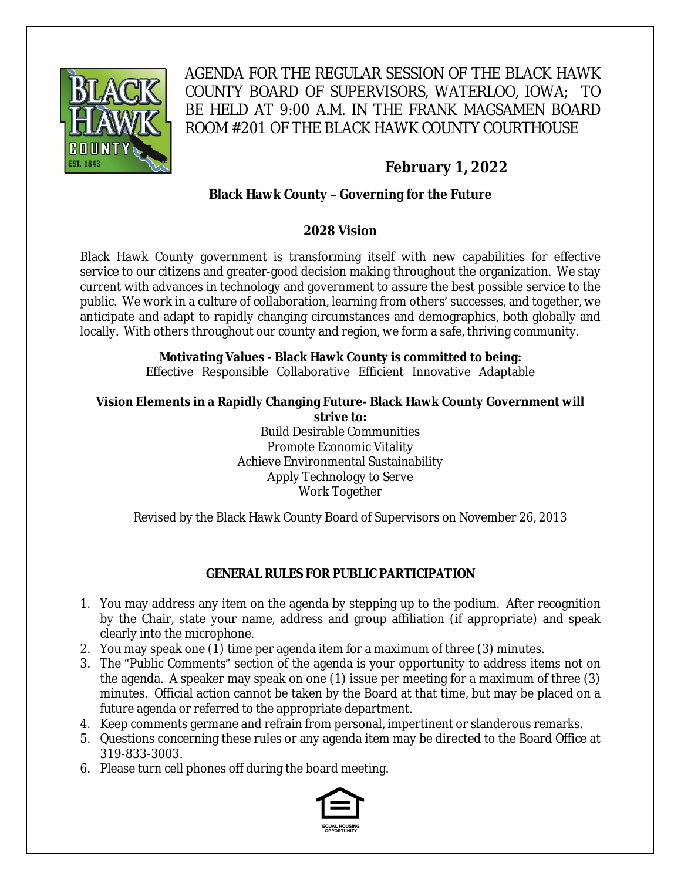# AGENDA FOR THE REGULAR SESSION OF THE BLACK HAWK COUNTY BOARD OF SUPERVISORS, WATERLOO, IOWA; TO BE HELD AT 9:00 A.M. IN THE FRANK MAGSAMEN BOARD ROOM #201 OF THE BLACK HAWK COUNTY COURTHOUSE

## February 1, 2022

**Black Hawk County – Governing for the Future**

### 2028 Vision

Black Hawk County government is transforming itself with new capabilities for effective service to our citizens and greater-good decision making throughout the organization. We stay current with advances in technology and government to assure the best possible service to the public. We work in a culture of collaboration, learning from others' successes, and together, we anticipate and adapt to rapidly changing circumstances and demographics, both globally and locally. With others throughout our county and region, we form a safe, thriving community.

**Motivating Values - Black Hawk County is committed to being:**
Effective Responsible Collaborative Efficient Innovative Adaptable

**Vision Elements in a Rapidly Changing Future- Black Hawk County Government will strive to:**

Build Desirable Communities
Promote Economic Vitality
Achieve Environmental Sustainability
Apply Technology to Serve
Work Together

Revised by the Black Hawk County Board of Supervisors on November 26, 2013

### GENERAL RULES FOR PUBLIC PARTICIPATION

1. You may address any item on the agenda by stepping up to the podium. After recognition by the Chair, state your name, address and group affiliation (if appropriate) and speak clearly into the microphone.
2. You may speak one (1) time per agenda item for a maximum of three (3) minutes.
3. The "Public Comments" section of the agenda is your opportunity to address items not on the agenda. A speaker may speak on one (1) issue per meeting for a maximum of three (3) minutes. Official action cannot be taken by the Board at that time, but may be placed on a future agenda or referred to the appropriate department.
4. Keep comments germane and refrain from personal, impertinent or slanderous remarks.
5. Questions concerning these rules or any agenda item may be directed to the Board Office at 319-833-3003.
6. Please turn cell phones off during the board meeting.

EQUAL HOUSING OPPORTUNITY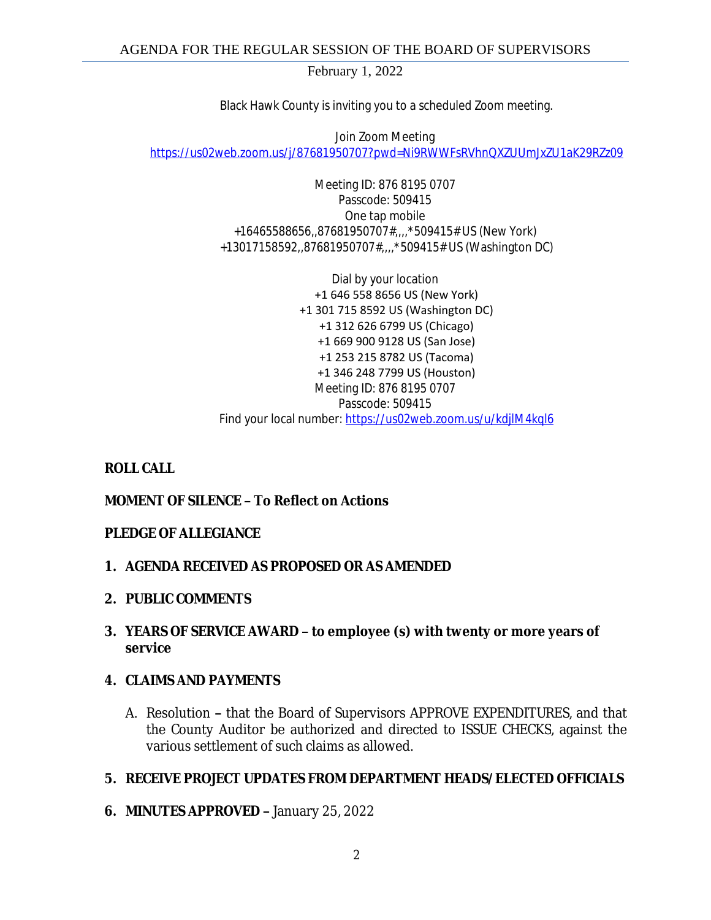# AGENDA FOR THE REGULAR SESSION OF THE BOARD OF SUPERVISORS

February 1, 2022

Black Hawk County is inviting you to a scheduled Zoom meeting.

Join Zoom Meeting
https://us02web.zoom.us/j/87681950707?pwd=Ni9RWWFsRVhnQXZUUmJxZU1aK29RZz09

Meeting ID: 876 8195 0707
Passcode: 509415
One tap mobile
+16465588656,,87681950707#,,,,*509415# US (New York)
+13017158592,,87681950707#,,,,*509415# US (Washington DC)

Dial by your location
+1 646 558 8656 US (New York)
+1 301 715 8592 US (Washington DC)
+1 312 626 6799 US (Chicago)
+1 669 900 9128 US (San Jose)
+1 253 215 8782 US (Tacoma)
+1 346 248 7799 US (Houston)
Meeting ID: 876 8195 0707
Passcode: 509415
Find your local number: https://us02web.zoom.us/u/kdjlM4kql6

**ROLL CALL**

**MOMENT OF SILENCE – To Reflect on Actions**

**PLEDGE OF ALLEGIANCE**

1. **AGENDA RECEIVED AS PROPOSED OR AS AMENDED**

2. **PUBLIC COMMENTS**

3. **YEARS OF SERVICE AWARD – to employee (s) with twenty or more years of service**

4. **CLAIMS AND PAYMENTS**

   A. Resolution – that the Board of Supervisors APPROVE EXPENDITURES, and that the County Auditor be authorized and directed to ISSUE CHECKS, against the various settlement of such claims as allowed.

5. **RECEIVE PROJECT UPDATES FROM DEPARTMENT HEADS/ELECTED OFFICIALS**

6. **MINUTES APPROVED –** January 25, 2022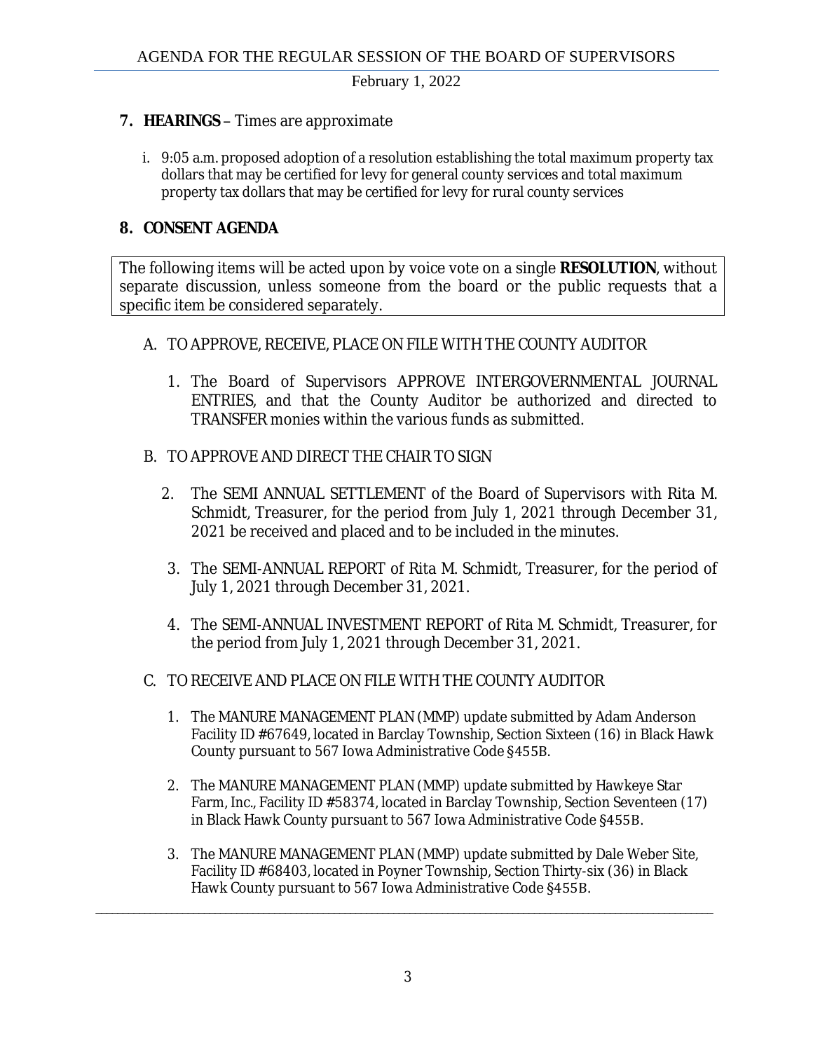## 7. HEARINGS – Times are approximate

i. 9:05 a.m. proposed adoption of a resolution establishing the total maximum property tax dollars that may be certified for levy for general county services and total maximum property tax dollars that may be certified for levy for rural county services

## 8. CONSENT AGENDA

The following items will be acted upon by voice vote on a single **RESOLUTION**, without separate discussion, unless someone from the board or the public requests that a specific item be considered separately.

A. TO APPROVE, RECEIVE, PLACE ON FILE WITH THE COUNTY AUDITOR

1. The Board of Supervisors APPROVE INTERGOVERNMENTAL JOURNAL ENTRIES, and that the County Auditor be authorized and directed to TRANSFER monies within the various funds as submitted.

B. TO APPROVE AND DIRECT THE CHAIR TO SIGN

2. The SEMI ANNUAL SETTLEMENT of the Board of Supervisors with Rita M. Schmidt, Treasurer, for the period from July 1, 2021 through December 31, 2021 be received and placed and to be included in the minutes.

3. The SEMI-ANNUAL REPORT of Rita M. Schmidt, Treasurer, for the period of July 1, 2021 through December 31, 2021.

4. The SEMI-ANNUAL INVESTMENT REPORT of Rita M. Schmidt, Treasurer, for the period from July 1, 2021 through December 31, 2021.

C. TO RECEIVE AND PLACE ON FILE WITH THE COUNTY AUDITOR

1. The MANURE MANAGEMENT PLAN (MMP) update submitted by Adam Anderson Facility ID #67649, located in Barclay Township, Section Sixteen (16) in Black Hawk County pursuant to 567 Iowa Administrative Code §455B.

2. The MANURE MANAGEMENT PLAN (MMP) update submitted by Hawkeye Star Farm, Inc., Facility ID #58374, located in Barclay Township, Section Seventeen (17) in Black Hawk County pursuant to 567 Iowa Administrative Code §455B.

3. The MANURE MANAGEMENT PLAN (MMP) update submitted by Dale Weber Site, Facility ID #68403, located in Poyner Township, Section Thirty-six (36) in Black Hawk County pursuant to 567 Iowa Administrative Code §455B.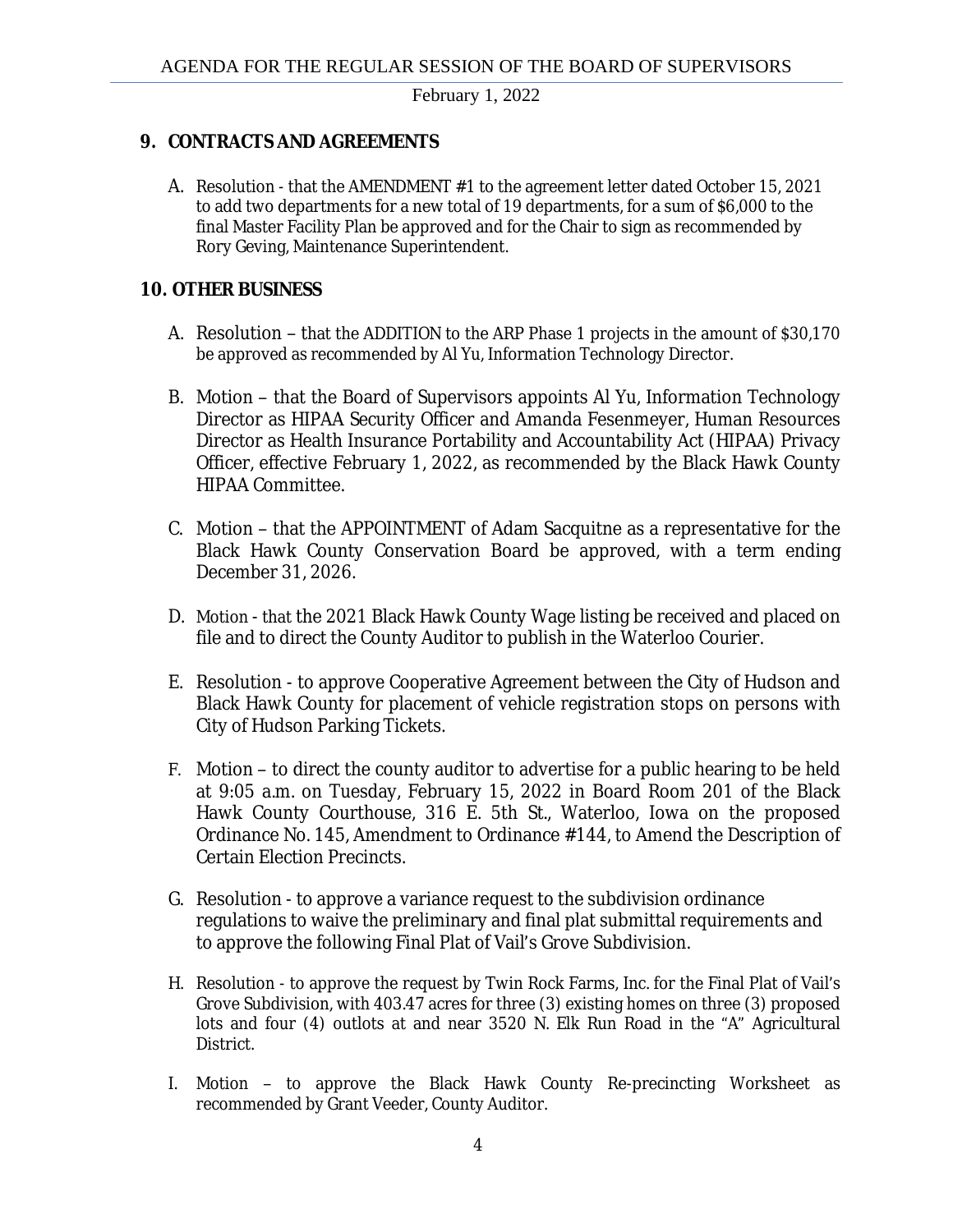## 9. CONTRACTS AND AGREEMENTS

A. Resolution - that the AMENDMENT #1 to the agreement letter dated October 15, 2021 to add two departments for a new total of 19 departments, for a sum of $6,000 to the final Master Facility Plan be approved and for the Chair to sign as recommended by Rory Geving, Maintenance Superintendent.

## 10. OTHER BUSINESS

A. Resolution – that the ADDITION to the ARP Phase 1 projects in the amount of $30,170 be approved as recommended by Al Yu, Information Technology Director.

B. Motion – that the Board of Supervisors appoints Al Yu, Information Technology Director as HIPAA Security Officer and Amanda Fesenmeyer, Human Resources Director as Health Insurance Portability and Accountability Act (HIPAA) Privacy Officer, effective February 1, 2022, as recommended by the Black Hawk County HIPAA Committee.

C. Motion – that the APPOINTMENT of Adam Sacquitne as a representative for the Black Hawk County Conservation Board be approved, with a term ending December 31, 2026.

D. Motion - that the 2021 Black Hawk County Wage listing be received and placed on file and to direct the County Auditor to publish in the Waterloo Courier.

E. Resolution - to approve Cooperative Agreement between the City of Hudson and Black Hawk County for placement of vehicle registration stops on persons with City of Hudson Parking Tickets.

F. Motion – to direct the county auditor to advertise for a public hearing to be held at 9:05 a.m. on Tuesday, February 15, 2022 in Board Room 201 of the Black Hawk County Courthouse, 316 E. 5th St., Waterloo, Iowa on the proposed Ordinance No. 145, Amendment to Ordinance #144, to Amend the Description of Certain Election Precincts.

G. Resolution - to approve a variance request to the subdivision ordinance regulations to waive the preliminary and final plat submittal requirements and to approve the following Final Plat of Vail's Grove Subdivision.

H. Resolution - to approve the request by Twin Rock Farms, Inc. for the Final Plat of Vail's Grove Subdivision, with 403.47 acres for three (3) existing homes on three (3) proposed lots and four (4) outlots at and near 3520 N. Elk Run Road in the "A" Agricultural District.

I. Motion – to approve the Black Hawk County Re-precincting Worksheet as recommended by Grant Veeder, County Auditor.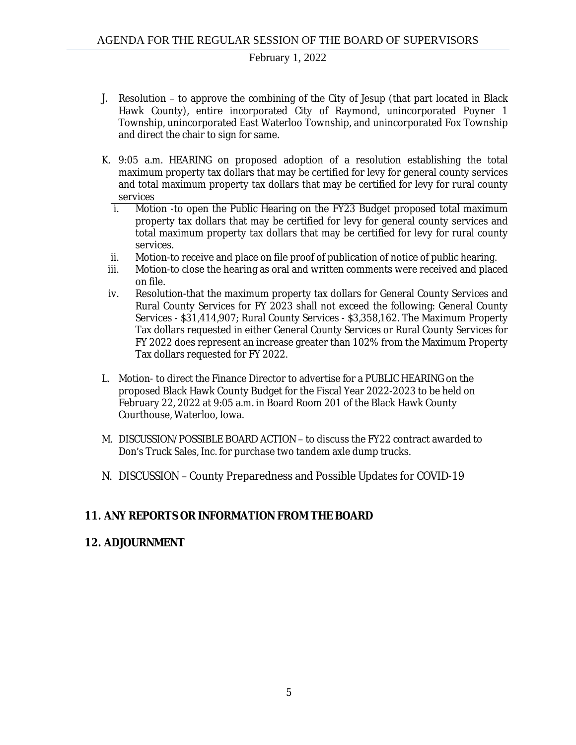J. Resolution – to approve the combining of the City of Jesup (that part located in Black Hawk County), entire incorporated City of Raymond, unincorporated Poyner 1 Township, unincorporated East Waterloo Township, and unincorporated Fox Township and direct the chair to sign for same.

K. 9:05 a.m. HEARING on proposed adoption of a resolution establishing the total maximum property tax dollars that may be certified for levy for general county services and total maximum property tax dollars that may be certified for levy for rural county services

   i. Motion -to open the Public Hearing on the FY23 Budget proposed total maximum property tax dollars that may be certified for levy for general county services and total maximum property tax dollars that may be certified for levy for rural county services.
   ii. Motion-to receive and place on file proof of publication of notice of public hearing.
   iii. Motion-to close the hearing as oral and written comments were received and placed on file.
   iv. Resolution-that the maximum property tax dollars for General County Services and Rural County Services for FY 2023 shall not exceed the following: General County Services - $31,414,907; Rural County Services - $3,358,162. The Maximum Property Tax dollars requested in either General County Services or Rural County Services for FY 2022 does represent an increase greater than 102% from the Maximum Property Tax dollars requested for FY 2022.

L. Motion- to direct the Finance Director to advertise for a PUBLIC HEARING on the proposed Black Hawk County Budget for the Fiscal Year 2022-2023 to be held on February 22, 2022 at 9:05 a.m. in Board Room 201 of the Black Hawk County Courthouse, Waterloo, Iowa.

M. DISCUSSION/POSSIBLE BOARD ACTION – to discuss the FY22 contract awarded to Don's Truck Sales, Inc. for purchase two tandem axle dump trucks.

N. DISCUSSION – County Preparedness and Possible Updates for COVID-19

## 11. ANY REPORTS OR INFORMATION FROM THE BOARD

## 12. ADJOURNMENT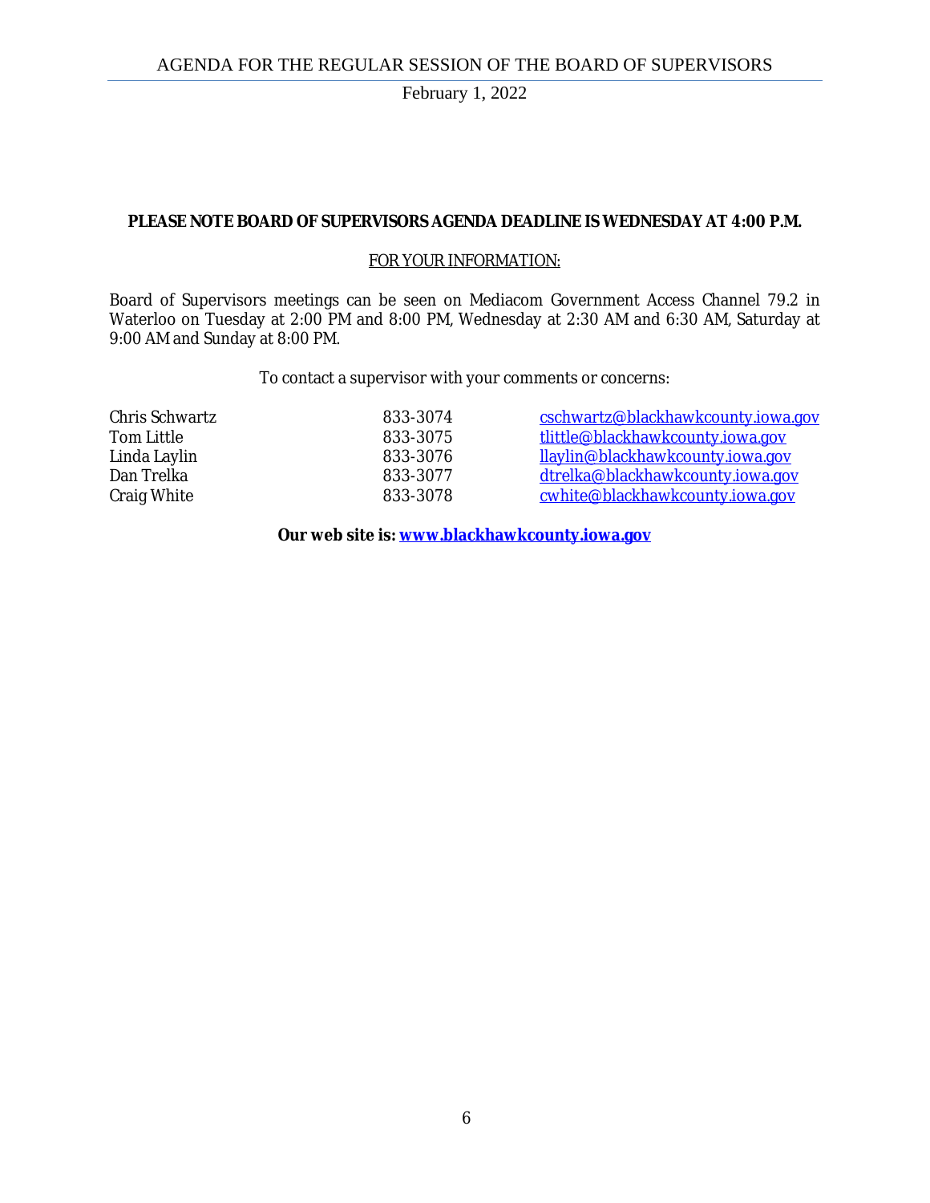AGENDA FOR THE REGULAR SESSION OF THE BOARD OF SUPERVISORS

February 1, 2022

**PLEASE NOTE BOARD OF SUPERVISORS AGENDA DEADLINE IS WEDNESDAY AT 4:00 P.M.**

FOR YOUR INFORMATION:

Board of Supervisors meetings can be seen on Mediacom Government Access Channel 79.2 in Waterloo on Tuesday at 2:00 PM and 8:00 PM, Wednesday at 2:30 AM and 6:30 AM, Saturday at 9:00 AM and Sunday at 8:00 PM.

To contact a supervisor with your comments or concerns:

| | | |
|---|---|---|
| Chris Schwartz | 833-3074 | cschwartz@blackhawkcounty.iowa.gov |
| Tom Little | 833-3075 | tlittle@blackhawkcounty.iowa.gov |
| Linda Laylin | 833-3076 | llaylin@blackhawkcounty.iowa.gov |
| Dan Trelka | 833-3077 | dtrelka@blackhawkcounty.iowa.gov |
| Craig White | 833-3078 | cwhite@blackhawkcounty.iowa.gov |

**Our web site is: www.blackhawkcounty.iowa.gov**